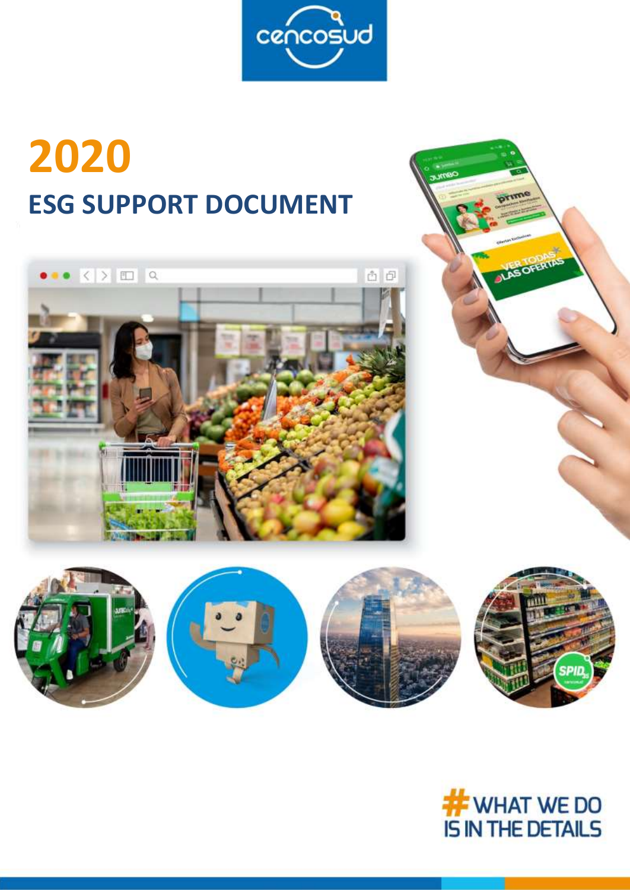cencosud

# 2020

## ESG SUPPORT DOCUMENT

#WHAT WE DO IS IN THE DETAILS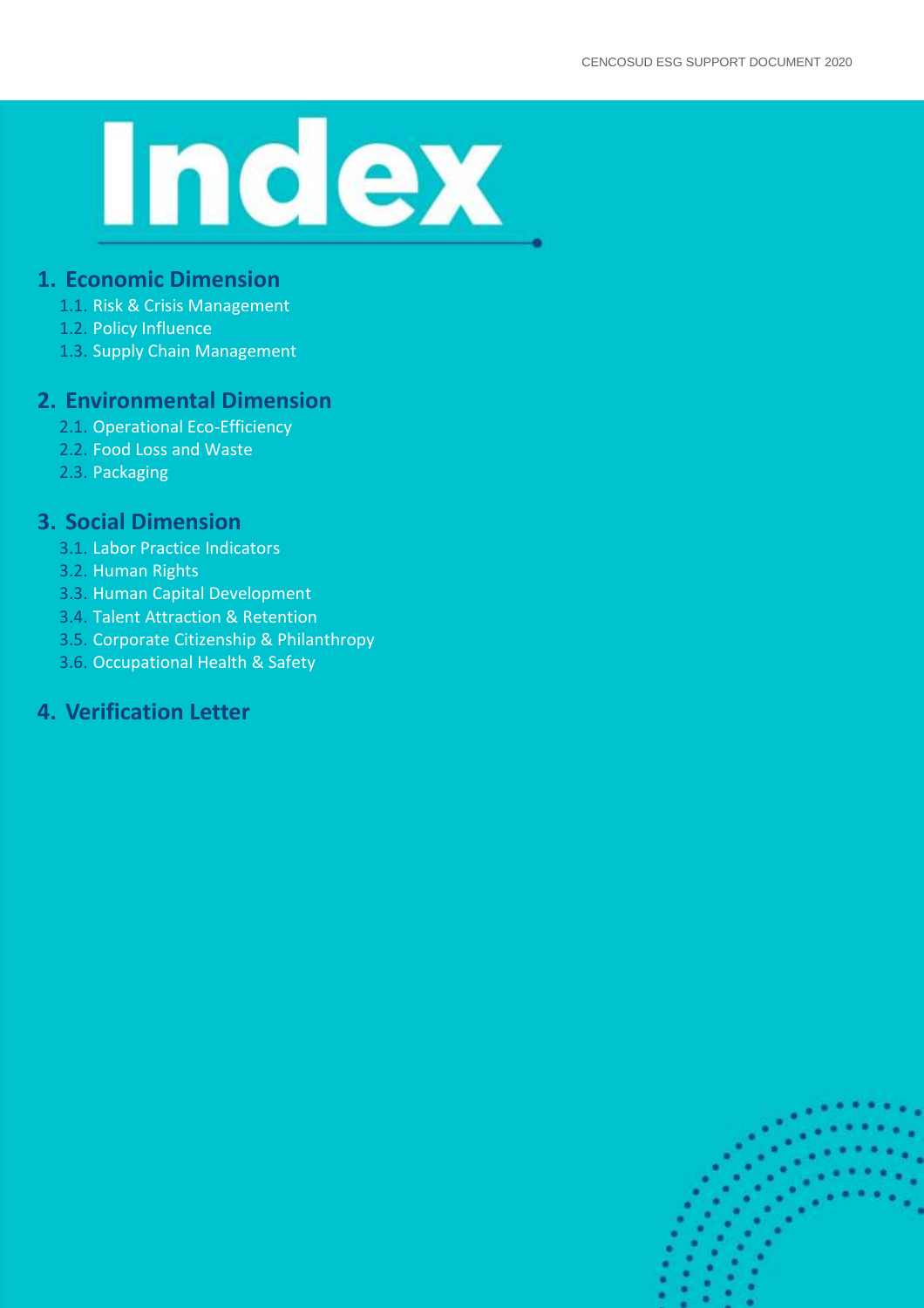# Index

## 1. Economic Dimension

- 1.1. Risk & Crisis Management
- 1.2. Policy Influence
- 1.3. Supply Chain Management

## 2. Environmental Dimension

- 2.1. Operational Eco-Efficiency
- 2.2. Food Loss and Waste
- 2.3. Packaging

## 3. Social Dimension

- 3.1. Labor Practice Indicators
- 3.2. Human Rights
- 3.3. Human Capital Development
- 3.4. Talent Attraction & Retention
- 3.5. Corporate Citizenship & Philanthropy
- 3.6. Occupational Health & Safety

## 4. Verification Letter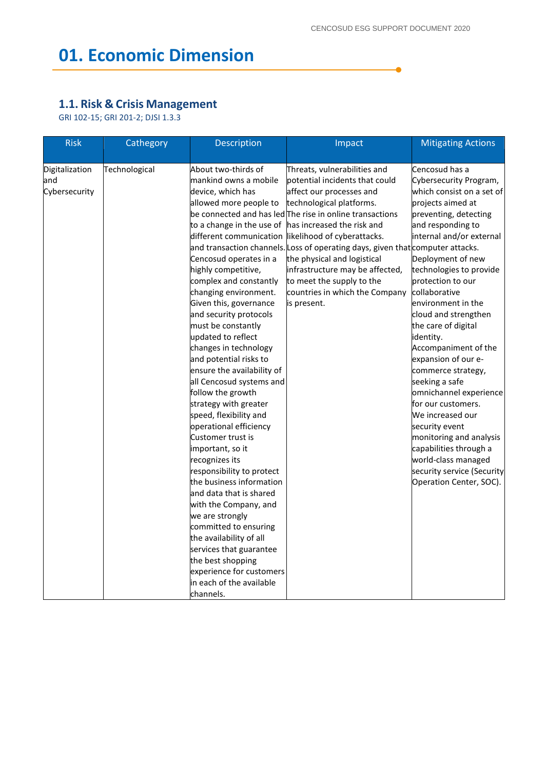// Omitted running header "CENCOSUD ESG SUPPORT DOCUMENT 2020"
# 01. Economic Dimension

## 1.1. Risk & Crisis Management

GRI 102-15; GRI 201-2; DJSI 1.3.3

| Risk | Cathegory | Description | Impact | Mitigating Actions |
|---|---|---|---|---|
| Digitalization and Cybersecurity | Technological | About two-thirds of mankind owns a mobile device, which has allowed more people to be connected and has led to a change in the use of different communication and transaction channels. Cencosud operates in a highly competitive, complex and constantly changing environment. Given this, governance and security protocols must be constantly updated to reflect changes in technology and potential risks to ensure the availability of all Cencosud systems and follow the growth strategy with greater speed, flexibility and operational efficiency Customer trust is important, so it recognizes its responsibility to protect the business information and data that is shared with the Company, and we are strongly committed to ensuring the availability of all services that guarantee the best shopping experience for customers in each of the available channels. | Threats, vulnerabilities and potential incidents that could affect our processes and technological platforms. The rise in online transactions has increased the risk and likelihood of cyberattacks. Loss of operating days, given that the physical and logistical infrastructure may be affected, to meet the supply to the countries in which the Company is present. | Cencosud has a Cybersecurity Program, which consist on a set of projects aimed at preventing, detecting and responding to internal and/or external computer attacks. Deployment of new technologies to provide protection to our collaborative environment in the cloud and strengthen the care of digital identity. Accompaniment of the expansion of our e-commerce strategy, seeking a safe omnichannel experience for our customers. We increased our security event monitoring and analysis capabilities through a world-class managed security service (Security Operation Center, SOC). |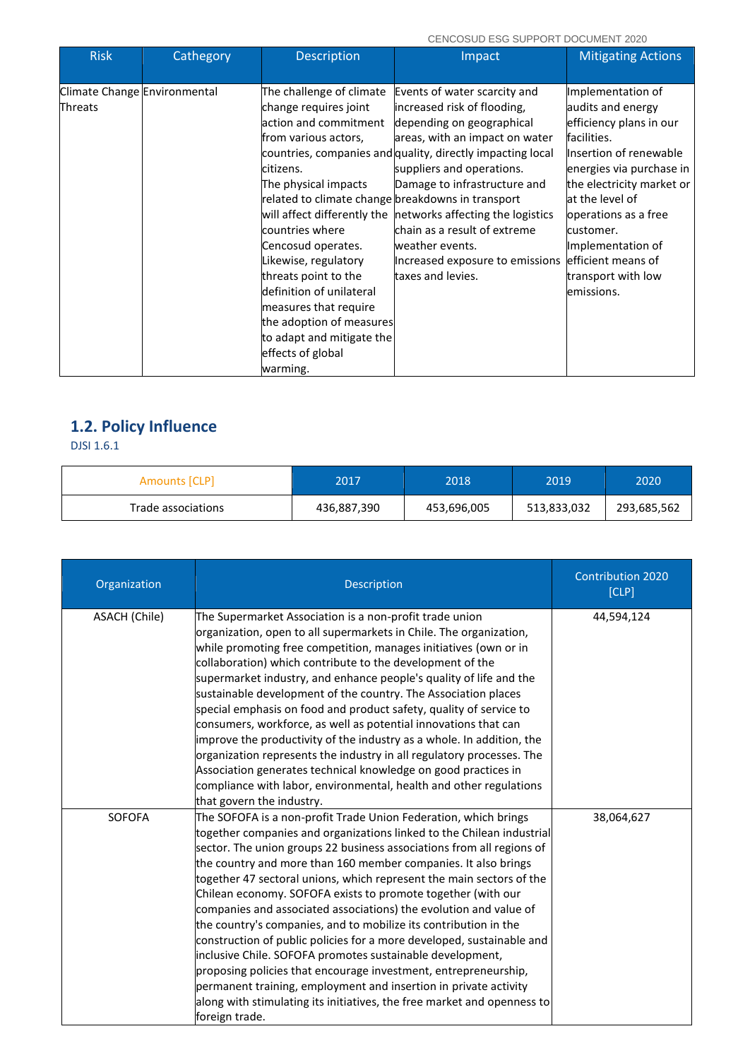| Risk | Cathegory | Description | Impact | Mitigating Actions |
|---|---|---|---|---|
| Climate Change Threats | Environmental | The challenge of climate change requires joint action and commitment from various actors, countries, companies and citizens.<br>The physical impacts related to climate change will affect differently the countries where Cencosud operates.<br>Likewise, regulatory threats point to the definition of unilateral measures that require the adoption of measures to adapt and mitigate the effects of global warming. | Events of water scarcity and increased risk of flooding, depending on geographical areas, with an impact on water quality, directly impacting local suppliers and operations.<br>Damage to infrastructure and breakdowns in transport networks affecting the logistics chain as a result of extreme weather events.<br>Increased exposure to emissions taxes and levies. | Implementation of audits and energy efficiency plans in our facilities.<br>Insertion of renewable energies via purchase in the electricity market or at the level of operations as a free customer.<br>Implementation of efficient means of transport with low emissions. |

## 1.2. Policy Influence

DJSI 1.6.1

| Amounts [CLP] | 2017 | 2018 | 2019 | 2020 |
|---|---|---|---|---|
| Trade associations | 436,887,390 | 453,696,005 | 513,833,032 | 293,685,562 |

| Organization | Description | Contribution 2020 [CLP] |
|---|---|---|
| ASACH (Chile) | The Supermarket Association is a non-profit trade union organization, open to all supermarkets in Chile. The organization, while promoting free competition, manages initiatives (own or in collaboration) which contribute to the development of the supermarket industry, and enhance people's quality of life and the sustainable development of the country. The Association places special emphasis on food and product safety, quality of service to consumers, workforce, as well as potential innovations that can improve the productivity of the industry as a whole. In addition, the organization represents the industry in all regulatory processes. The Association generates technical knowledge on good practices in compliance with labor, environmental, health and other regulations that govern the industry. | 44,594,124 |
| SOFOFA | The SOFOFA is a non-profit Trade Union Federation, which brings together companies and organizations linked to the Chilean industrial sector. The union groups 22 business associations from all regions of the country and more than 160 member companies. It also brings together 47 sectoral unions, which represent the main sectors of the Chilean economy. SOFOFA exists to promote together (with our companies and associated associations) the evolution and value of the country's companies, and to mobilize its contribution in the construction of public policies for a more developed, sustainable and inclusive Chile. SOFOFA promotes sustainable development, proposing policies that encourage investment, entrepreneurship, permanent training, employment and insertion in private activity along with stimulating its initiatives, the free market and openness to foreign trade. | 38,064,627 |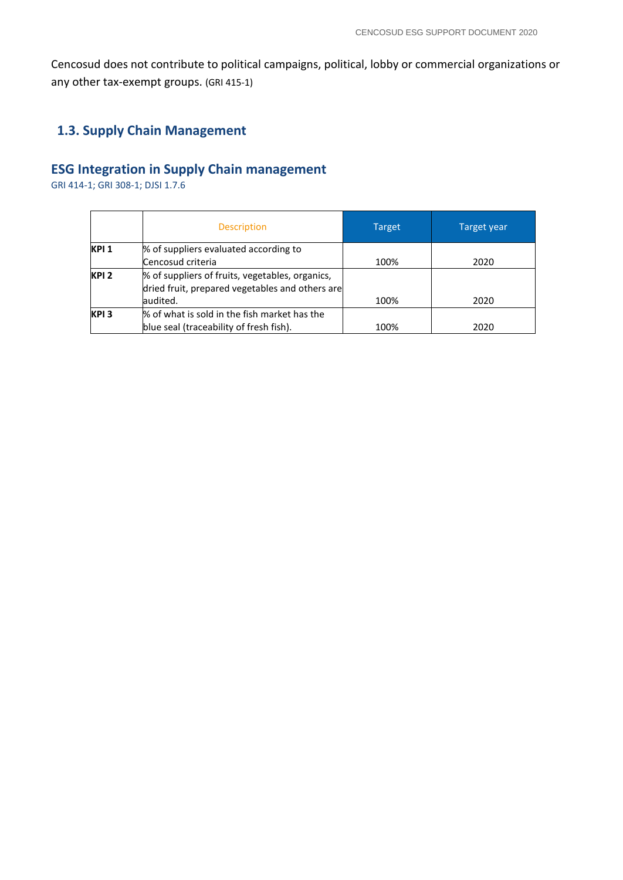Cencosud does not contribute to political campaigns, political, lobby or commercial organizations or any other tax-exempt groups. (GRI 415-1)

## 1.3. Supply Chain Management

### ESG Integration in Supply Chain management

GRI 414-1; GRI 308-1; DJSI 1.7.6

| | Description | Target | Target year |
|---|---|---|---|
| **KPI 1** | % of suppliers evaluated according to Cencosud criteria | 100% | 2020 |
| **KPI 2** | % of suppliers of fruits, vegetables, organics, dried fruit, prepared vegetables and others are audited. | 100% | 2020 |
| **KPI 3** | % of what is sold in the fish market has the blue seal (traceability of fresh fish). | 100% | 2020 |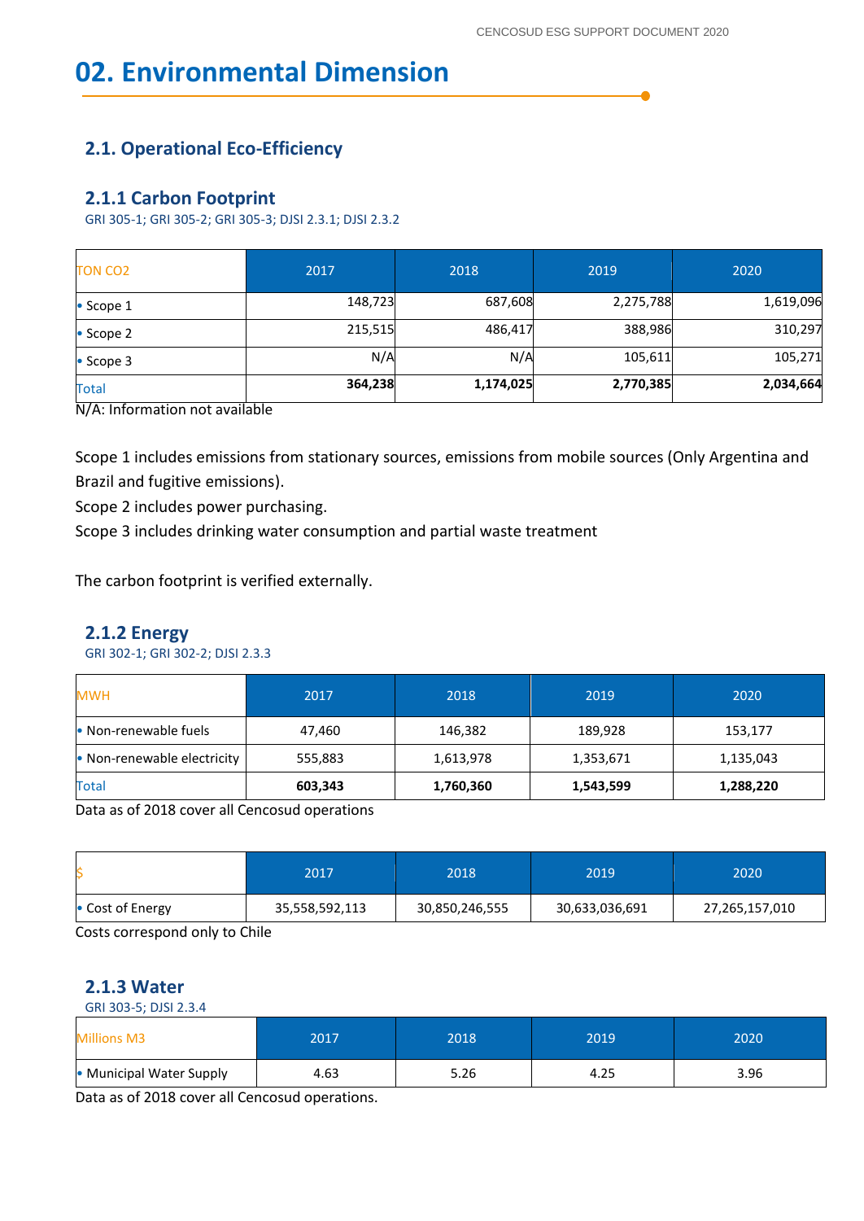# 02. Environmental Dimension

## 2.1. Operational Eco-Efficiency

### 2.1.1 Carbon Footprint

GRI 305-1; GRI 305-2; GRI 305-3; DJSI 2.3.1; DJSI 2.3.2

| TON CO2 | 2017 | 2018 | 2019 | 2020 |
|---|---|---|---|---|
| • Scope 1 | 148,723 | 687,608 | 2,275,788 | 1,619,096 |
| • Scope 2 | 215,515 | 486,417 | 388,986 | 310,297 |
| • Scope 3 | N/A | N/A | 105,611 | 105,271 |
| Total | **364,238** | **1,174,025** | **2,770,385** | **2,034,664** |

N/A: Information not available

Scope 1 includes emissions from stationary sources, emissions from mobile sources (Only Argentina and Brazil and fugitive emissions).

Scope 2 includes power purchasing.

Scope 3 includes drinking water consumption and partial waste treatment

The carbon footprint is verified externally.

### 2.1.2 Energy

GRI 302-1; GRI 302-2; DJSI 2.3.3

| MWH | 2017 | 2018 | 2019 | 2020 |
|---|---|---|---|---|
| • Non-renewable fuels | 47,460 | 146,382 | 189,928 | 153,177 |
| • Non-renewable electricity | 555,883 | 1,613,978 | 1,353,671 | 1,135,043 |
| Total | **603,343** | **1,760,360** | **1,543,599** | **1,288,220** |

Data as of 2018 cover all Cencosud operations

| $ | 2017 | 2018 | 2019 | 2020 |
|---|---|---|---|---|
| • Cost of Energy | 35,558,592,113 | 30,850,246,555 | 30,633,036,691 | 27,265,157,010 |

Costs correspond only to Chile

### 2.1.3 Water

GRI 303-5; DJSI 2.3.4

| Millions M3 | 2017 | 2018 | 2019 | 2020 |
|---|---|---|---|---|
| • Municipal Water Supply | 4.63 | 5.26 | 4.25 | 3.96 |

Data as of 2018 cover all Cencosud operations.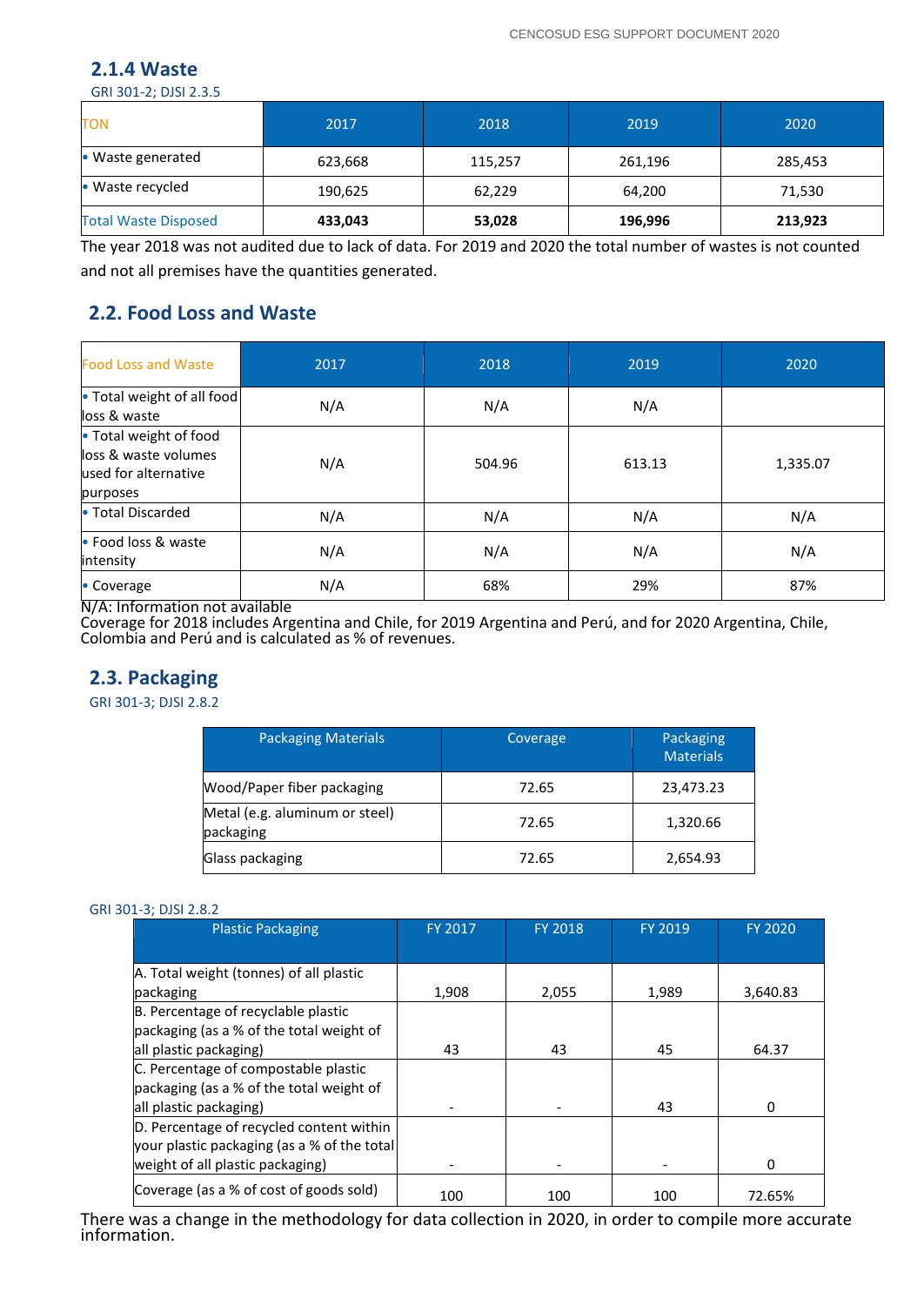### 2.1.4 Waste

GRI 301-2; DJSI 2.3.5

| TON | 2017 | 2018 | 2019 | 2020 |
|---|---|---|---|---|
| • Waste generated | 623,668 | 115,257 | 261,196 | 285,453 |
| • Waste recycled | 190,625 | 62,229 | 64,200 | 71,530 |
| Total Waste Disposed | **433,043** | **53,028** | **196,996** | **213,923** |

The year 2018 was not audited due to lack of data. For 2019 and 2020 the total number of wastes is not counted and not all premises have the quantities generated.

## 2.2. Food Loss and Waste

| Food Loss and Waste | 2017 | 2018 | 2019 | 2020 |
|---|---|---|---|---|
| • Total weight of all food loss & waste | N/A | N/A | N/A | |
| • Total weight of food loss & waste volumes used for alternative purposes | N/A | 504.96 | 613.13 | 1,335.07 |
| • Total Discarded | N/A | N/A | N/A | N/A |
| • Food loss & waste intensity | N/A | N/A | N/A | N/A |
| • Coverage | N/A | 68% | 29% | 87% |

N/A: Information not available

Coverage for 2018 includes Argentina and Chile, for 2019 Argentina and Perú, and for 2020 Argentina, Chile, Colombia and Perú and is calculated as % of revenues.

## 2.3. Packaging

GRI 301-3; DJSI 2.8.2

| Packaging Materials | Coverage | Packaging Materials |
|---|---|---|
| Wood/Paper fiber packaging | 72.65 | 23,473.23 |
| Metal (e.g. aluminum or steel) packaging | 72.65 | 1,320.66 |
| Glass packaging | 72.65 | 2,654.93 |

GRI 301-3; DJSI 2.8.2

| Plastic Packaging | FY 2017 | FY 2018 | FY 2019 | FY 2020 |
|---|---|---|---|---|
| A. Total weight (tonnes) of all plastic packaging | 1,908 | 2,055 | 1,989 | 3,640.83 |
| B. Percentage of recyclable plastic packaging (as a % of the total weight of all plastic packaging) | 43 | 43 | 45 | 64.37 |
| C. Percentage of compostable plastic packaging (as a % of the total weight of all plastic packaging) | - | - | 43 | 0 |
| D. Percentage of recycled content within your plastic packaging (as a % of the total weight of all plastic packaging) | - | - | - | 0 |
| Coverage (as a % of cost of goods sold) | 100 | 100 | 100 | 72.65% |

There was a change in the methodology for data collection in 2020, in order to compile more accurate information.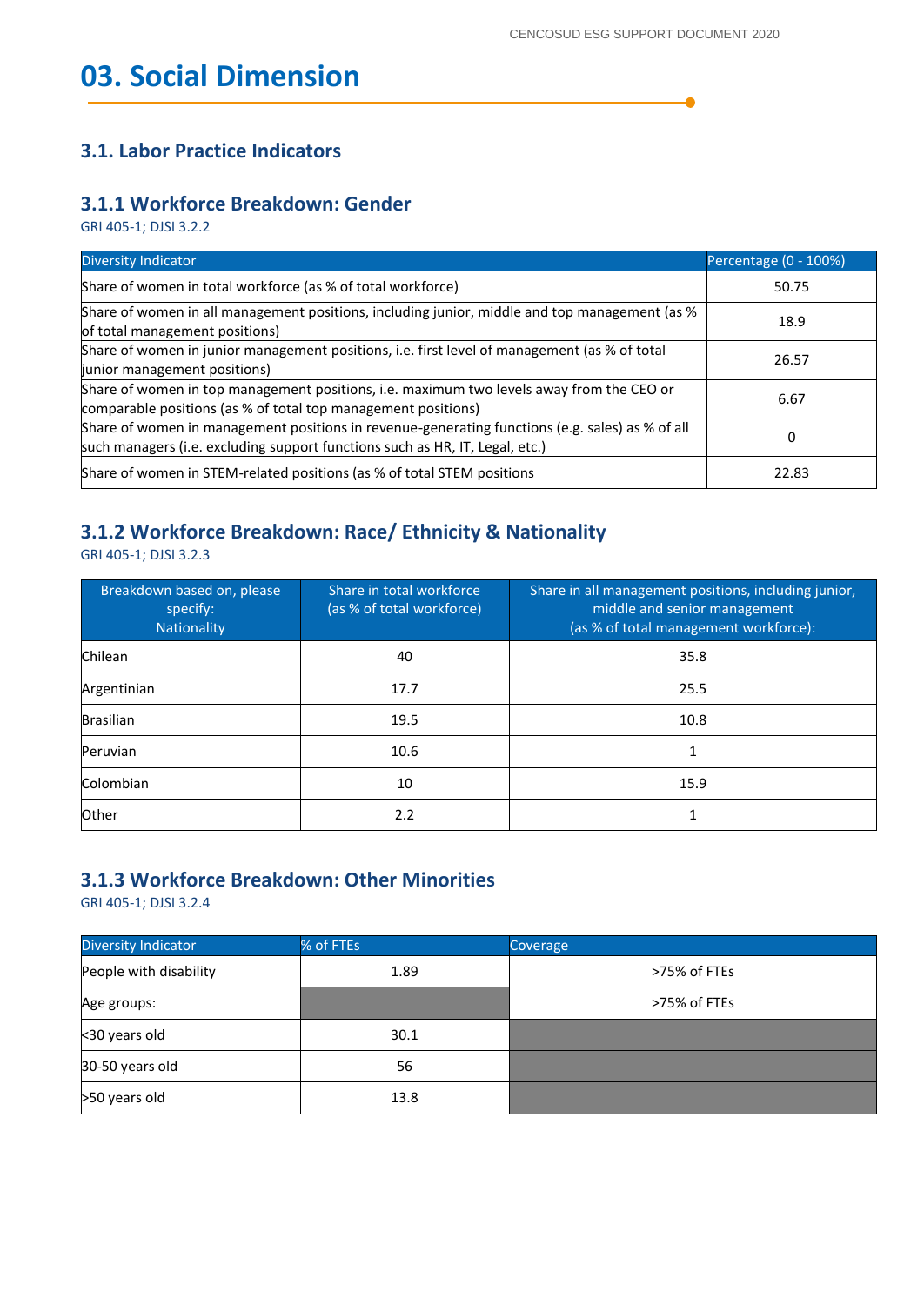// 03. Social Dimension

## 3.1. Labor Practice Indicators

### 3.1.1 Workforce Breakdown: Gender

GRI 405-1; DJSI 3.2.2

| Diversity Indicator | Percentage (0 - 100%) |
|---|---|
| Share of women in total workforce (as % of total workforce) | 50.75 |
| Share of women in all management positions, including junior, middle and top management (as % of total management positions) | 18.9 |
| Share of women in junior management positions, i.e. first level of management (as % of total junior management positions) | 26.57 |
| Share of women in top management positions, i.e. maximum two levels away from the CEO or comparable positions (as % of total top management positions) | 6.67 |
| Share of women in management positions in revenue-generating functions (e.g. sales) as % of all such managers (i.e. excluding support functions such as HR, IT, Legal, etc.) | 0 |
| Share of women in STEM-related positions (as % of total STEM positions | 22.83 |

### 3.1.2 Workforce Breakdown: Race/ Ethnicity & Nationality

GRI 405-1; DJSI 3.2.3

| Breakdown based on, please specify: Nationality | Share in total workforce (as % of total workforce) | Share in all management positions, including junior, middle and senior management (as % of total management workforce): |
|---|---|---|
| Chilean | 40 | 35.8 |
| Argentinian | 17.7 | 25.5 |
| Brasilian | 19.5 | 10.8 |
| Peruvian | 10.6 | 1 |
| Colombian | 10 | 15.9 |
| Other | 2.2 | 1 |

### 3.1.3 Workforce Breakdown: Other Minorities

GRI 405-1; DJSI 3.2.4

| Diversity Indicator | % of FTEs | Coverage |
|---|---|---|
| People with disability | 1.89 | >75% of FTEs |
| Age groups: | | >75% of FTEs |
| <30 years old | 30.1 | |
| 30-50 years old | 56 | |
| >50 years old | 13.8 | |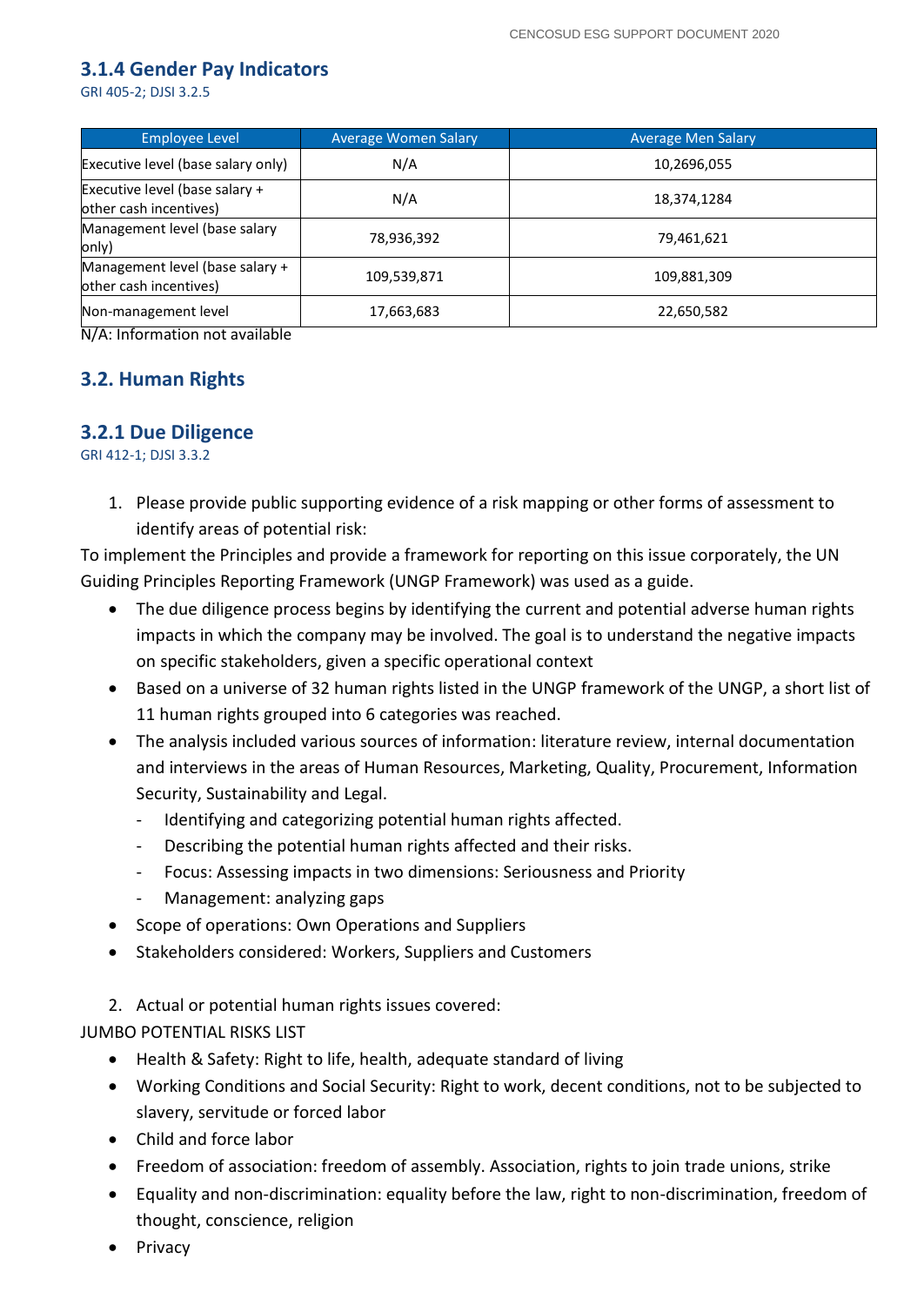### 3.1.4 Gender Pay Indicators

GRI 405-2; DJSI 3.2.5

| Employee Level | Average Women Salary | Average Men Salary |
|---|---|---|
| Executive level (base salary only) | N/A | 10,2696,055 |
| Executive level (base salary + other cash incentives) | N/A | 18,374,1284 |
| Management level (base salary only) | 78,936,392 | 79,461,621 |
| Management level (base salary + other cash incentives) | 109,539,871 | 109,881,309 |
| Non-management level | 17,663,683 | 22,650,582 |

N/A: Information not available

## 3.2. Human Rights

### 3.2.1 Due Diligence

GRI 412-1; DJSI 3.3.2

1. Please provide public supporting evidence of a risk mapping or other forms of assessment to identify areas of potential risk:

To implement the Principles and provide a framework for reporting on this issue corporately, the UN Guiding Principles Reporting Framework (UNGP Framework) was used as a guide.

- The due diligence process begins by identifying the current and potential adverse human rights impacts in which the company may be involved. The goal is to understand the negative impacts on specific stakeholders, given a specific operational context
- Based on a universe of 32 human rights listed in the UNGP framework of the UNGP, a short list of 11 human rights grouped into 6 categories was reached.
- The analysis included various sources of information: literature review, internal documentation and interviews in the areas of Human Resources, Marketing, Quality, Procurement, Information Security, Sustainability and Legal.
  - Identifying and categorizing potential human rights affected.
  - Describing the potential human rights affected and their risks.
  - Focus: Assessing impacts in two dimensions: Seriousness and Priority
  - Management: analyzing gaps
- Scope of operations: Own Operations and Suppliers
- Stakeholders considered: Workers, Suppliers and Customers

2. Actual or potential human rights issues covered:

JUMBO POTENTIAL RISKS LIST

- Health & Safety: Right to life, health, adequate standard of living
- Working Conditions and Social Security: Right to work, decent conditions, not to be subjected to slavery, servitude or forced labor
- Child and force labor
- Freedom of association: freedom of assembly. Association, rights to join trade unions, strike
- Equality and non-discrimination: equality before the law, right to non-discrimination, freedom of thought, conscience, religion
- Privacy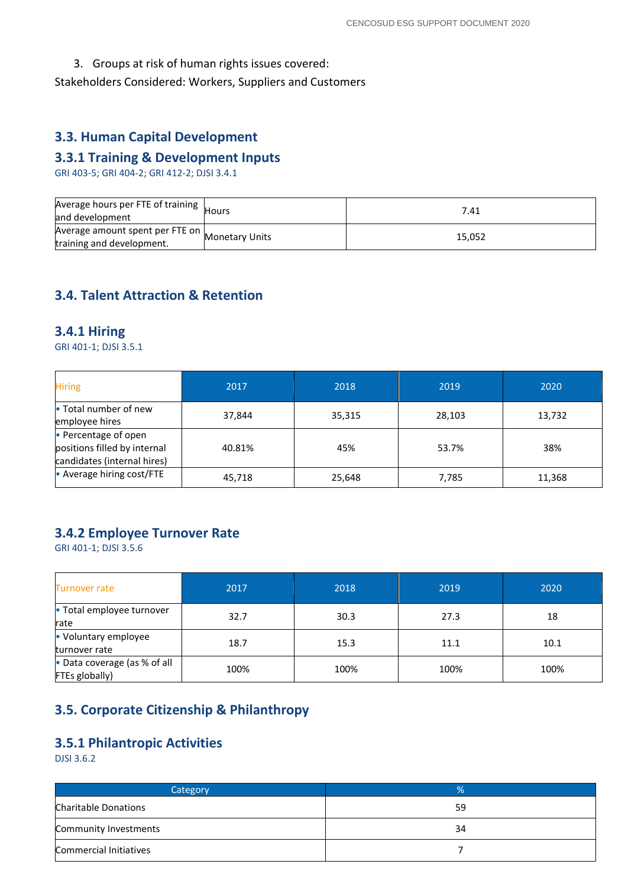3. Groups at risk of human rights issues covered:

Stakeholders Considered: Workers, Suppliers and Customers

## 3.3. Human Capital Development

### 3.3.1 Training & Development Inputs

GRI 403-5; GRI 404-2; GRI 412-2; DJSI 3.4.1

| | | |
|---|---|---|
| Average hours per FTE of training and development | Hours | 7.41 |
| Average amount spent per FTE on training and development. | Monetary Units | 15,052 |

## 3.4. Talent Attraction & Retention

### 3.4.1 Hiring

GRI 401-1; DJSI 3.5.1

| Hiring | 2017 | 2018 | 2019 | 2020 |
|---|---|---|---|---|
| • Total number of new employee hires | 37,844 | 35,315 | 28,103 | 13,732 |
| • Percentage of open positions filled by internal candidates (internal hires) | 40.81% | 45% | 53.7% | 38% |
| • Average hiring cost/FTE | 45,718 | 25,648 | 7,785 | 11,368 |

### 3.4.2 Employee Turnover Rate

GRI 401-1; DJSI 3.5.6

| Turnover rate | 2017 | 2018 | 2019 | 2020 |
|---|---|---|---|---|
| • Total employee turnover rate | 32.7 | 30.3 | 27.3 | 18 |
| • Voluntary employee turnover rate | 18.7 | 15.3 | 11.1 | 10.1 |
| • Data coverage (as % of all FTEs globally) | 100% | 100% | 100% | 100% |

## 3.5. Corporate Citizenship & Philanthropy

### 3.5.1 Philantropic Activities

DJSI 3.6.2

| Category | % |
|---|---|
| Charitable Donations | 59 |
| Community Investments | 34 |
| Commercial Initiatives | 7 |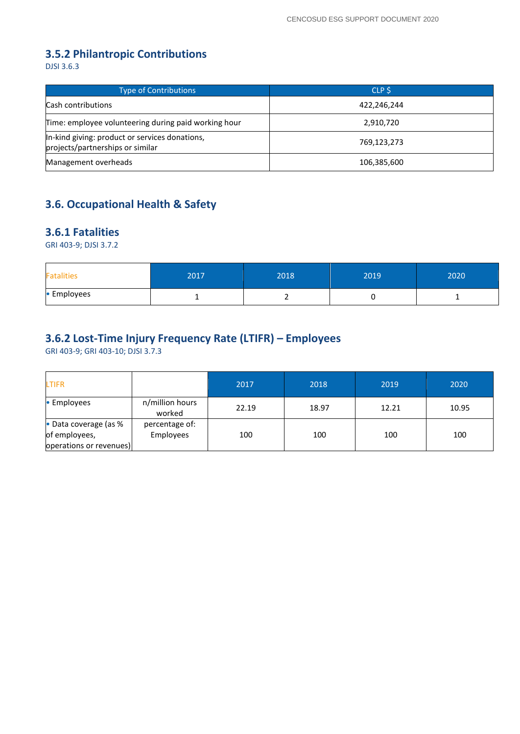### 3.5.2 Philantropic Contributions

DJSI 3.6.3

| Type of Contributions | CLP $ |
|---|---|
| Cash contributions | 422,246,244 |
| Time: employee volunteering during paid working hour | 2,910,720 |
| In-kind giving: product or services donations, projects/partnerships or similar | 769,123,273 |
| Management overheads | 106,385,600 |

## 3.6. Occupational Health & Safety

### 3.6.1 Fatalities

GRI 403-9; DJSI 3.7.2

| Fatalities | 2017 | 2018 | 2019 | 2020 |
|---|---|---|---|---|
| • Employees | 1 | 2 | 0 | 1 |

### 3.6.2 Lost-Time Injury Frequency Rate (LTIFR) – Employees

GRI 403-9; GRI 403-10; DJSI 3.7.3

| LTIFR | | 2017 | 2018 | 2019 | 2020 |
|---|---|---|---|---|---|
| • Employees | n/million hours worked | 22.19 | 18.97 | 12.21 | 10.95 |
| • Data coverage (as % of employees, operations or revenues) | percentage of: Employees | 100 | 100 | 100 | 100 |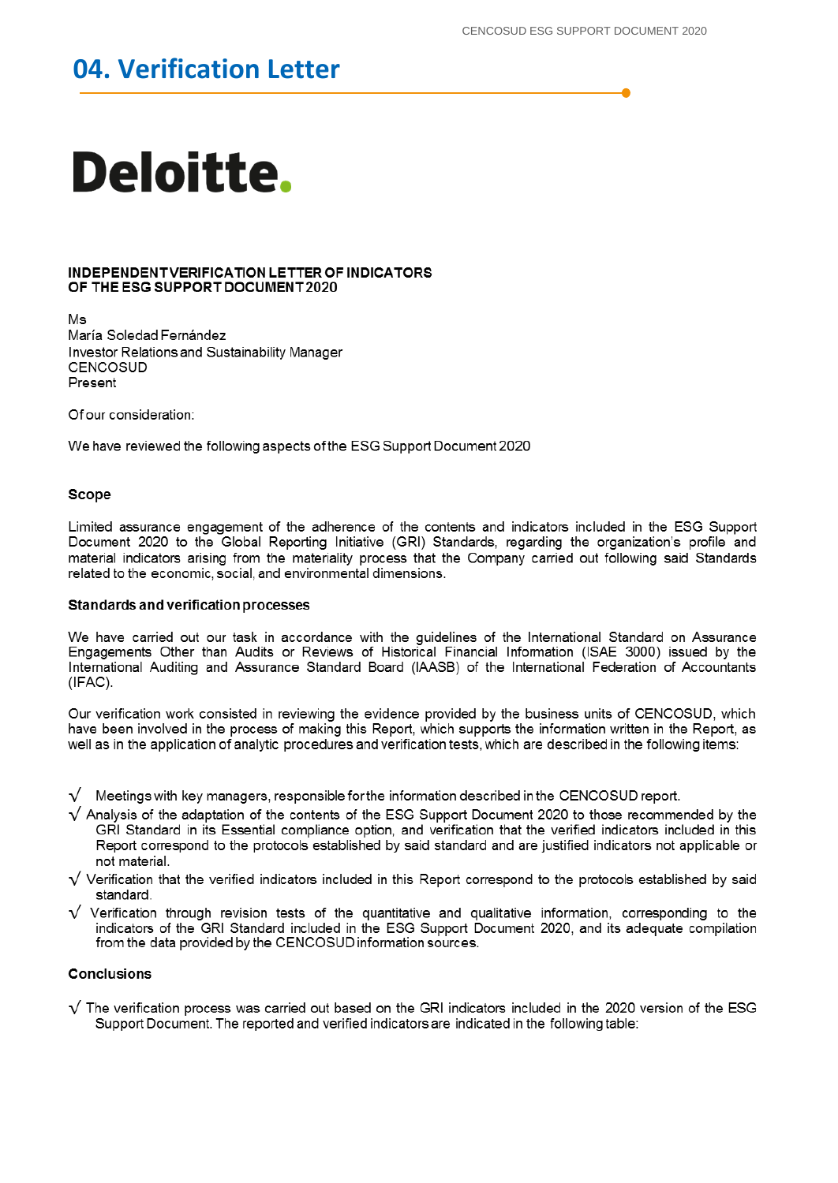## 04. Verification Letter

**Deloitte.**

**INDEPENDENT VERIFICATION LETTER OF INDICATORS OF THE ESG SUPPORT DOCUMENT 2020**

Ms
María Soledad Fernández
Investor Relations and Sustainability Manager
CENCOSUD
Present

Of our consideration:

We have reviewed the following aspects of the ESG Support Document 2020

**Scope**

Limited assurance engagement of the adherence of the contents and indicators included in the ESG Support Document 2020 to the Global Reporting Initiative (GRI) Standards, regarding the organization's profile and material indicators arising from the materiality process that the Company carried out following said Standards related to the economic, social, and environmental dimensions.

**Standards and verification processes**

We have carried out our task in accordance with the guidelines of the International Standard on Assurance Engagements Other than Audits or Reviews of Historical Financial Information (ISAE 3000) issued by the International Auditing and Assurance Standard Board (IAASB) of the International Federation of Accountants (IFAC).

Our verification work consisted in reviewing the evidence provided by the business units of CENCOSUD, which have been involved in the process of making this Report, which supports the information written in the Report, as well as in the application of analytic procedures and verification tests, which are described in the following items:

- √ Meetings with key managers, responsible for the information described in the CENCOSUD report.
- √ Analysis of the adaptation of the contents of the ESG Support Document 2020 to those recommended by the GRI Standard in its Essential compliance option, and verification that the verified indicators included in this Report correspond to the protocols established by said standard and are justified indicators not applicable or not material.
- √ Verification that the verified indicators included in this Report correspond to the protocols established by said standard.
- √ Verification through revision tests of the quantitative and qualitative information, corresponding to the indicators of the GRI Standard included in the ESG Support Document 2020, and its adequate compilation from the data provided by the CENCOSUD information sources.

**Conclusions**

- √ The verification process was carried out based on the GRI indicators included in the 2020 version of the ESG Support Document. The reported and verified indicators are indicated in the following table: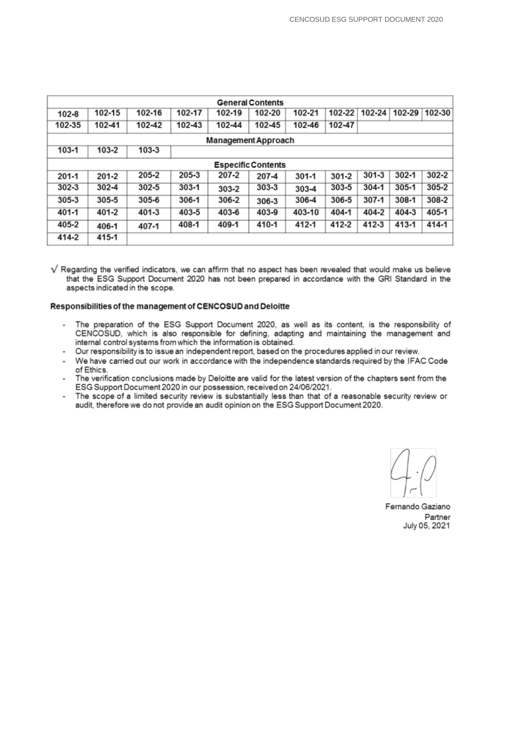| General Contents | | | | | | | | | | |
|---|---|---|---|---|---|---|---|---|---|---|
| 102-8 | 102-15 | 102-16 | 102-17 | 102-19 | 102-20 | 102-21 | 102-22 | 102-24 | 102-29 | 102-30 |
| 102-35 | 102-41 | 102-42 | 102-43 | 102-44 | 102-45 | 102-46 | 102-47 | | | |
| **Management Approach** | | | | | | | | | | |
| 103-1 | 103-2 | 103-3 | | | | | | | | |
| **Especific Contents** | | | | | | | | | | |
| 201-1 | 201-2 | 205-2 | 205-3 | 207-2 | 207-4 | 301-1 | 301-2 | 301-3 | 302-1 | 302-2 |
| 302-3 | 302-4 | 302-5 | 303-1 | 303-2 | 303-3 | 303-4 | 303-5 | 304-1 | 305-1 | 305-2 |
| 305-3 | 305-5 | 305-6 | 306-1 | 306-2 | 306-3 | 306-4 | 306-5 | 307-1 | 308-1 | 308-2 |
| 401-1 | 401-2 | 401-3 | 403-5 | 403-6 | 403-9 | 403-10 | 404-1 | 404-2 | 404-3 | 405-1 |
| 405-2 | 406-1 | 407-1 | 408-1 | 409-1 | 410-1 | 412-1 | 412-2 | 412-3 | 413-1 | 414-1 |
| 414-2 | 415-1 | | | | | | | | | |

√ Regarding the verified indicators, we can affirm that no aspect has been revealed that would make us believe that the ESG Support Document 2020 has not been prepared in accordance with the GRI Standard in the aspects indicated in the scope.

**Responsibilities of the management of CENCOSUD and Deloitte**

- The preparation of the ESG Support Document 2020, as well as its content, is the responsibility of CENCOSUD, which is also responsible for defining, adapting and maintaining the management and internal control systems from which the information is obtained.
- Our responsibility is to issue an independent report, based on the procedures applied in our review.
- We have carried out our work in accordance with the independence standards required by the IFAC Code of Ethics.
- The verification conclusions made by Deloitte are valid for the latest version of the chapters sent from the ESG Support Document 2020 in our possession, received on 24/06/2021.
- The scope of a limited security review is substantially less than that of a reasonable security review or audit, therefore we do not provide an audit opinion on the ESG Support Document 2020.

Fernando Gaziano
Partner
July 05, 2021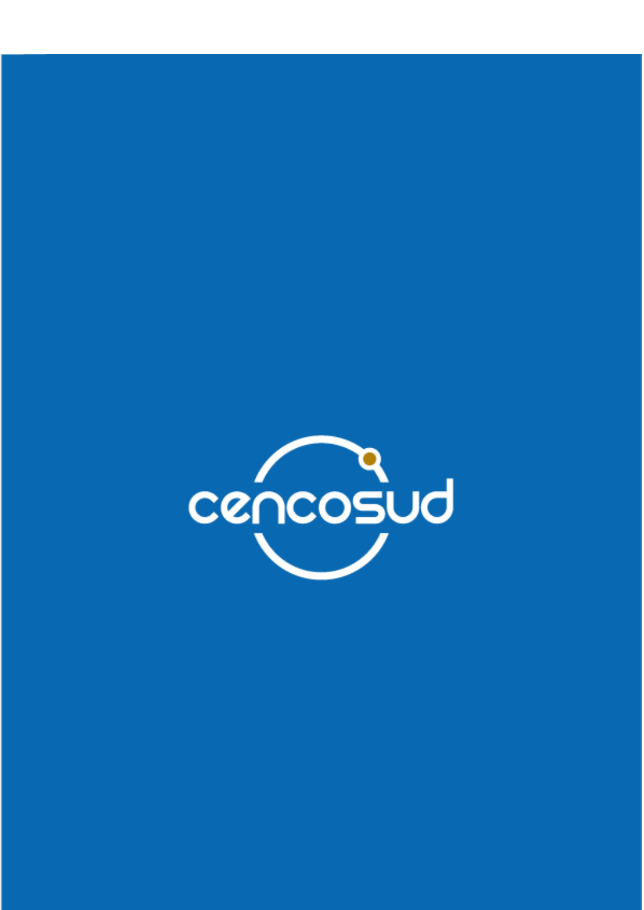cencosud